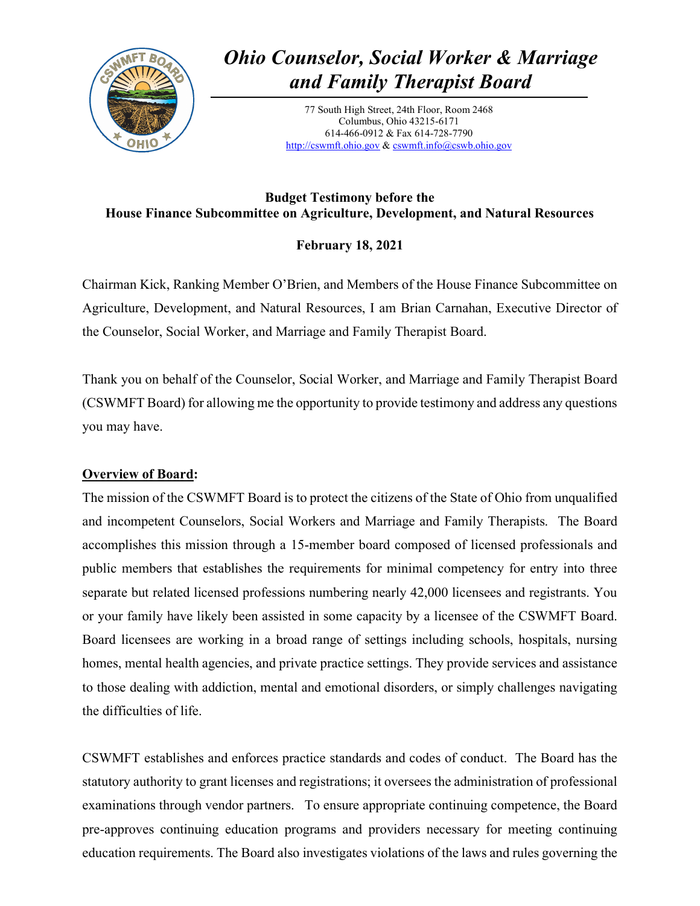# *Ohio Counselor, Social Worker & Marriage and Family Therapist Board*

77 South High Street, 24th Floor, Room 2468
Columbus, Ohio 43215-6171
614-466-0912 & Fax 614-728-7790
http://cswmft.ohio.gov & cswmft.info@cswb.ohio.gov

**Budget Testimony before the**
**House Finance Subcommittee on Agriculture, Development, and Natural Resources**

**February 18, 2021**

Chairman Kick, Ranking Member O'Brien, and Members of the House Finance Subcommittee on Agriculture, Development, and Natural Resources, I am Brian Carnahan, Executive Director of the Counselor, Social Worker, and Marriage and Family Therapist Board.

Thank you on behalf of the Counselor, Social Worker, and Marriage and Family Therapist Board (CSWMFT Board) for allowing me the opportunity to provide testimony and address any questions you may have.

**Overview of Board:**

The mission of the CSWMFT Board is to protect the citizens of the State of Ohio from unqualified and incompetent Counselors, Social Workers and Marriage and Family Therapists. The Board accomplishes this mission through a 15-member board composed of licensed professionals and public members that establishes the requirements for minimal competency for entry into three separate but related licensed professions numbering nearly 42,000 licensees and registrants. You or your family have likely been assisted in some capacity by a licensee of the CSWMFT Board. Board licensees are working in a broad range of settings including schools, hospitals, nursing homes, mental health agencies, and private practice settings. They provide services and assistance to those dealing with addiction, mental and emotional disorders, or simply challenges navigating the difficulties of life.

CSWMFT establishes and enforces practice standards and codes of conduct. The Board has the statutory authority to grant licenses and registrations; it oversees the administration of professional examinations through vendor partners. To ensure appropriate continuing competence, the Board pre-approves continuing education programs and providers necessary for meeting continuing education requirements. The Board also investigates violations of the laws and rules governing the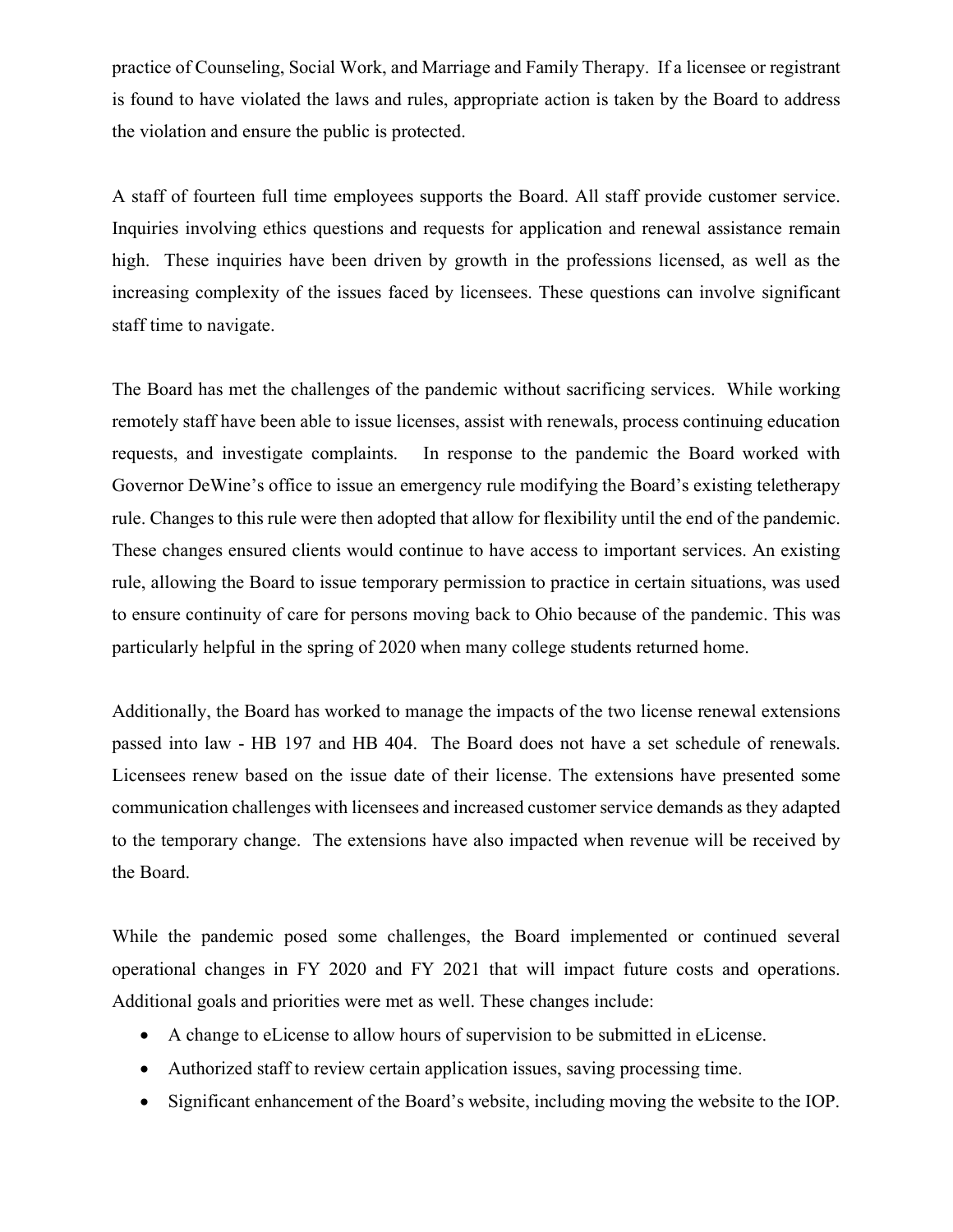practice of Counseling, Social Work, and Marriage and Family Therapy. If a licensee or registrant is found to have violated the laws and rules, appropriate action is taken by the Board to address the violation and ensure the public is protected.

A staff of fourteen full time employees supports the Board. All staff provide customer service. Inquiries involving ethics questions and requests for application and renewal assistance remain high. These inquiries have been driven by growth in the professions licensed, as well as the increasing complexity of the issues faced by licensees. These questions can involve significant staff time to navigate.

The Board has met the challenges of the pandemic without sacrificing services. While working remotely staff have been able to issue licenses, assist with renewals, process continuing education requests, and investigate complaints. In response to the pandemic the Board worked with Governor DeWine's office to issue an emergency rule modifying the Board's existing teletherapy rule. Changes to this rule were then adopted that allow for flexibility until the end of the pandemic. These changes ensured clients would continue to have access to important services. An existing rule, allowing the Board to issue temporary permission to practice in certain situations, was used to ensure continuity of care for persons moving back to Ohio because of the pandemic. This was particularly helpful in the spring of 2020 when many college students returned home.

Additionally, the Board has worked to manage the impacts of the two license renewal extensions passed into law - HB 197 and HB 404. The Board does not have a set schedule of renewals. Licensees renew based on the issue date of their license. The extensions have presented some communication challenges with licensees and increased customer service demands as they adapted to the temporary change. The extensions have also impacted when revenue will be received by the Board.

While the pandemic posed some challenges, the Board implemented or continued several operational changes in FY 2020 and FY 2021 that will impact future costs and operations. Additional goals and priorities were met as well. These changes include:

- A change to eLicense to allow hours of supervision to be submitted in eLicense.
- Authorized staff to review certain application issues, saving processing time.
- Significant enhancement of the Board's website, including moving the website to the IOP.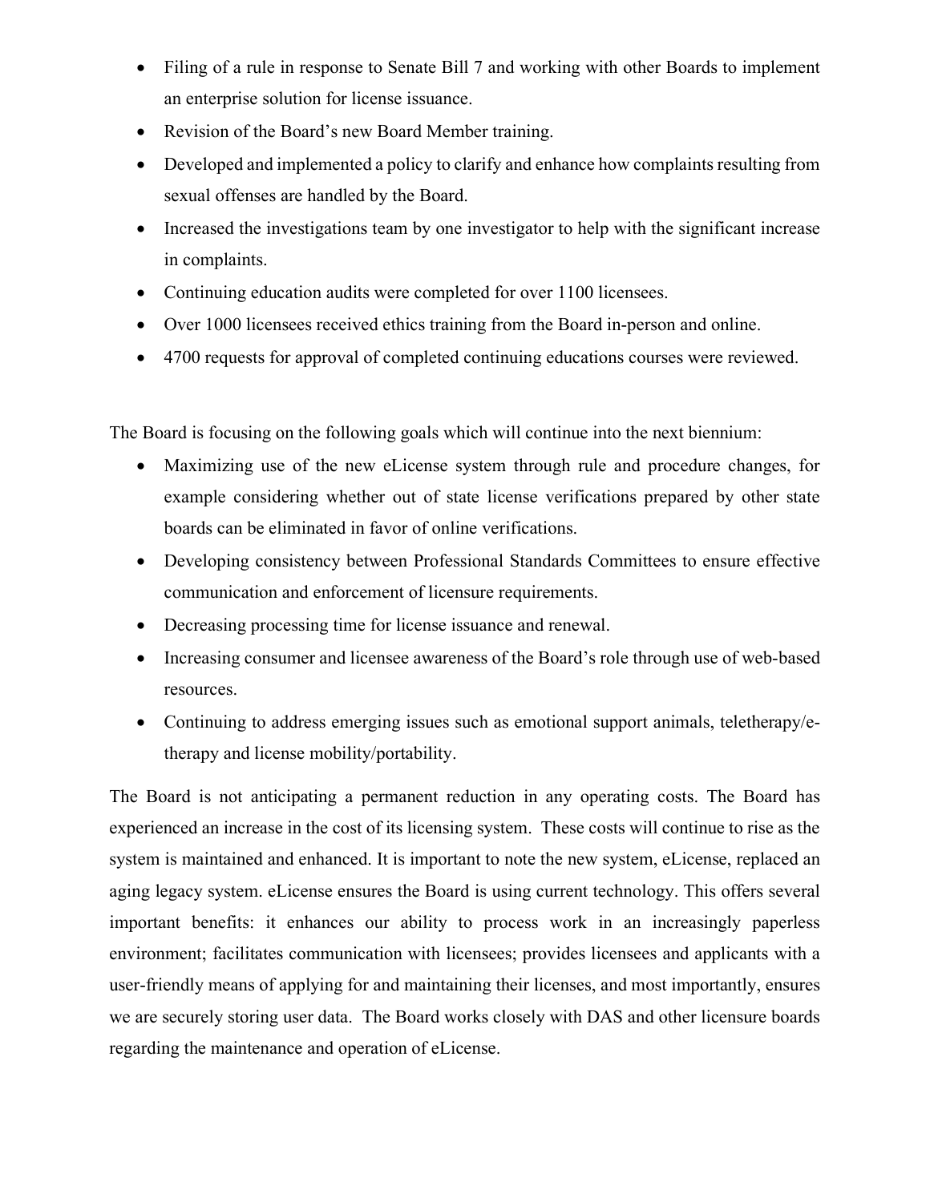- Filing of a rule in response to Senate Bill 7 and working with other Boards to implement an enterprise solution for license issuance.
- Revision of the Board's new Board Member training.
- Developed and implemented a policy to clarify and enhance how complaints resulting from sexual offenses are handled by the Board.
- Increased the investigations team by one investigator to help with the significant increase in complaints.
- Continuing education audits were completed for over 1100 licensees.
- Over 1000 licensees received ethics training from the Board in-person and online.
- 4700 requests for approval of completed continuing educations courses were reviewed.

The Board is focusing on the following goals which will continue into the next biennium:

- Maximizing use of the new eLicense system through rule and procedure changes, for example considering whether out of state license verifications prepared by other state boards can be eliminated in favor of online verifications.
- Developing consistency between Professional Standards Committees to ensure effective communication and enforcement of licensure requirements.
- Decreasing processing time for license issuance and renewal.
- Increasing consumer and licensee awareness of the Board's role through use of web-based resources.
- Continuing to address emerging issues such as emotional support animals, teletherapy/e-therapy and license mobility/portability.

The Board is not anticipating a permanent reduction in any operating costs. The Board has experienced an increase in the cost of its licensing system. These costs will continue to rise as the system is maintained and enhanced. It is important to note the new system, eLicense, replaced an aging legacy system. eLicense ensures the Board is using current technology. This offers several important benefits: it enhances our ability to process work in an increasingly paperless environment; facilitates communication with licensees; provides licensees and applicants with a user-friendly means of applying for and maintaining their licenses, and most importantly, ensures we are securely storing user data. The Board works closely with DAS and other licensure boards regarding the maintenance and operation of eLicense.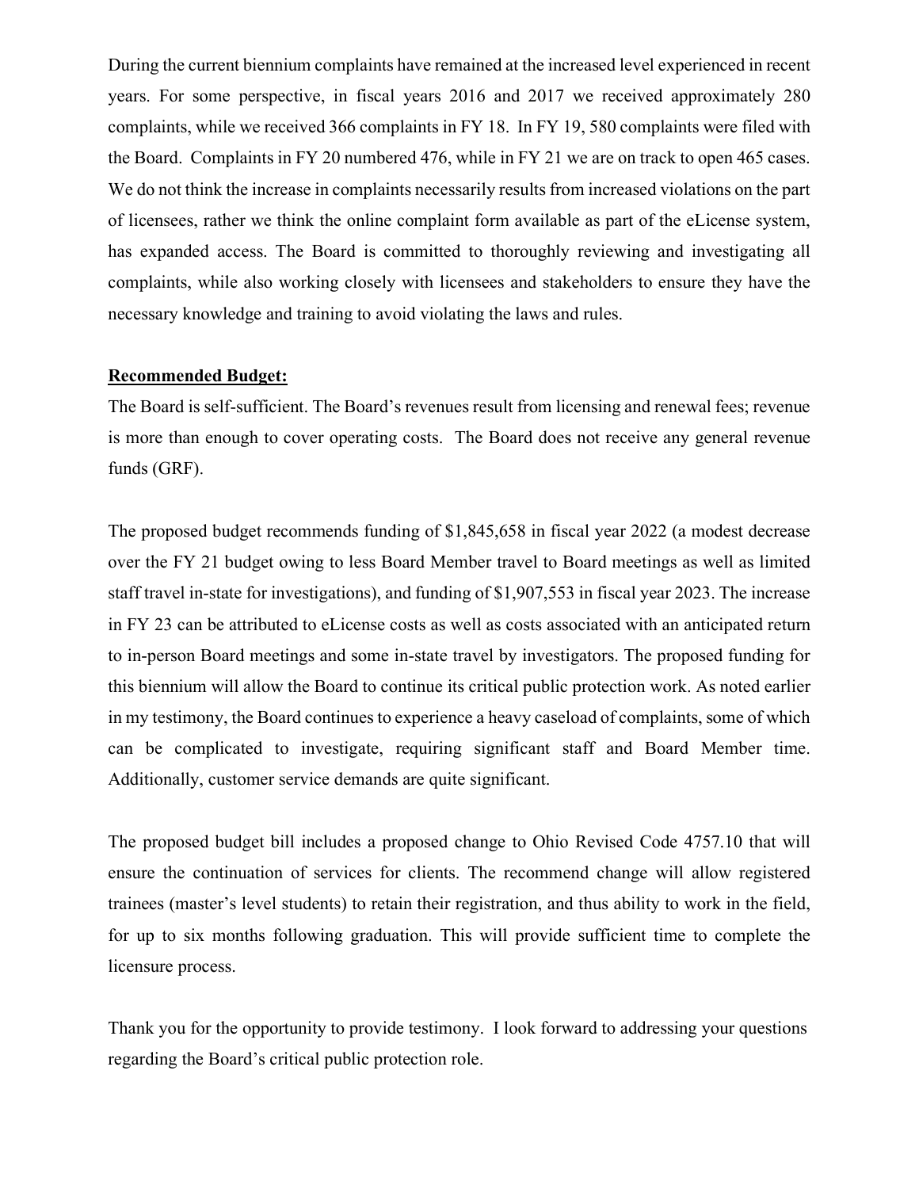During the current biennium complaints have remained at the increased level experienced in recent years. For some perspective, in fiscal years 2016 and 2017 we received approximately 280 complaints, while we received 366 complaints in FY 18. In FY 19, 580 complaints were filed with the Board. Complaints in FY 20 numbered 476, while in FY 21 we are on track to open 465 cases. We do not think the increase in complaints necessarily results from increased violations on the part of licensees, rather we think the online complaint form available as part of the eLicense system, has expanded access. The Board is committed to thoroughly reviewing and investigating all complaints, while also working closely with licensees and stakeholders to ensure they have the necessary knowledge and training to avoid violating the laws and rules.

**Recommended Budget:**

The Board is self-sufficient. The Board's revenues result from licensing and renewal fees; revenue is more than enough to cover operating costs. The Board does not receive any general revenue funds (GRF).

The proposed budget recommends funding of $1,845,658 in fiscal year 2022 (a modest decrease over the FY 21 budget owing to less Board Member travel to Board meetings as well as limited staff travel in-state for investigations), and funding of $1,907,553 in fiscal year 2023. The increase in FY 23 can be attributed to eLicense costs as well as costs associated with an anticipated return to in-person Board meetings and some in-state travel by investigators. The proposed funding for this biennium will allow the Board to continue its critical public protection work. As noted earlier in my testimony, the Board continues to experience a heavy caseload of complaints, some of which can be complicated to investigate, requiring significant staff and Board Member time. Additionally, customer service demands are quite significant.

The proposed budget bill includes a proposed change to Ohio Revised Code 4757.10 that will ensure the continuation of services for clients. The recommend change will allow registered trainees (master's level students) to retain their registration, and thus ability to work in the field, for up to six months following graduation. This will provide sufficient time to complete the licensure process.

Thank you for the opportunity to provide testimony. I look forward to addressing your questions regarding the Board's critical public protection role.